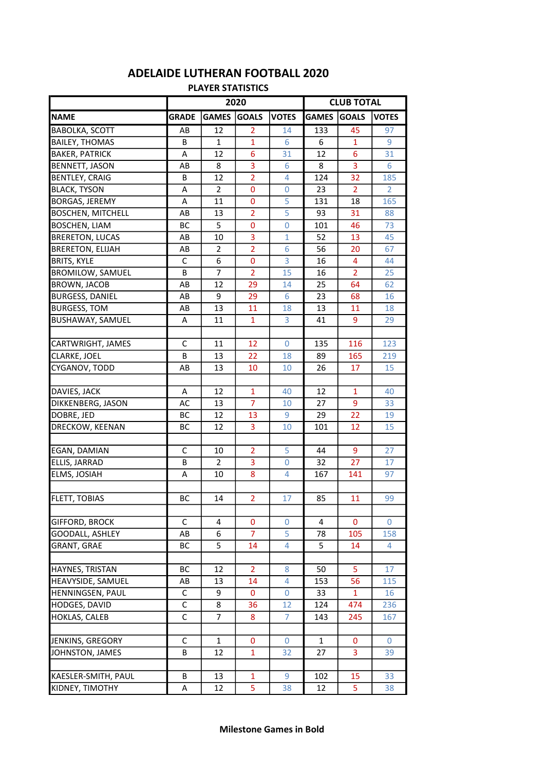# ADELAIDE LUTHERAN FOOTBALL 2020

## PLAYER STATISTICS

| | 2020 | | | | CLUB TOTAL | | |
|---|---|---|---|---|---|---|---|
| NAME | GRADE | GAMES | GOALS | VOTES | GAMES | GOALS | VOTES |
| BABOLKA, SCOTT | AB | 12 | 2 | 14 | 133 | 45 | 97 |
| BAILEY, THOMAS | B | 1 | 1 | 6 | 6 | 1 | 9 |
| BAKER, PATRICK | A | 12 | 6 | 31 | 12 | 6 | 31 |
| BENNETT, JASON | AB | 8 | 3 | 6 | 8 | 3 | 6 |
| BENTLEY, CRAIG | B | 12 | 2 | 4 | 124 | 32 | 185 |
| BLACK, TYSON | A | 2 | 0 | 0 | 23 | 2 | 2 |
| BORGAS, JEREMY | A | 11 | 0 | 5 | 131 | 18 | 165 |
| BOSCHEN, MITCHELL | AB | 13 | 2 | 5 | 93 | 31 | 88 |
| BOSCHEN, LIAM | BC | 5 | 0 | 0 | 101 | 46 | 73 |
| BRERETON, LUCAS | AB | 10 | 3 | 1 | 52 | 13 | 45 |
| BRERETON, ELIJAH | AB | 2 | 2 | 6 | 56 | 20 | 67 |
| BRITS, KYLE | C | 6 | 0 | 3 | 16 | 4 | 44 |
| BROMILOW, SAMUEL | B | 7 | 2 | 15 | 16 | 2 | 25 |
| BROWN, JACOB | AB | 12 | 29 | 14 | 25 | 64 | 62 |
| BURGESS, DANIEL | AB | 9 | 29 | 6 | 23 | 68 | 16 |
| BURGESS, TOM | AB | 13 | 11 | 18 | 13 | 11 | 18 |
| BUSHAWAY, SAMUEL | A | 11 | 1 | 3 | 41 | 9 | 29 |
| | | | | | | | |
| CARTWRIGHT, JAMES | C | 11 | 12 | 0 | 135 | 116 | 123 |
| CLARKE, JOEL | B | 13 | 22 | 18 | 89 | 165 | 219 |
| CYGANOV, TODD | AB | 13 | 10 | 10 | 26 | 17 | 15 |
| | | | | | | | |
| DAVIES, JACK | A | 12 | 1 | 40 | 12 | 1 | 40 |
| DIKKENBERG, JASON | AC | 13 | 7 | 10 | 27 | 9 | 33 |
| DOBRE, JED | BC | 12 | 13 | 9 | 29 | 22 | 19 |
| DRECKOW, KEENAN | BC | 12 | 3 | 10 | 101 | 12 | 15 |
| | | | | | | | |
| EGAN, DAMIAN | C | 10 | 2 | 5 | 44 | 9 | 27 |
| ELLIS, JARRAD | B | 2 | 3 | 0 | 32 | 27 | 17 |
| ELMS, JOSIAH | A | 10 | 8 | 4 | 167 | 141 | 97 |
| | | | | | | | |
| FLETT, TOBIAS | BC | 14 | 2 | 17 | 85 | 11 | 99 |
| | | | | | | | |
| GIFFORD, BROCK | C | 4 | 0 | 0 | 4 | 0 | 0 |
| GOODALL, ASHLEY | AB | 6 | 7 | 5 | 78 | 105 | 158 |
| GRANT, GRAE | BC | 5 | 14 | 4 | 5 | 14 | 4 |
| | | | | | | | |
| HAYNES, TRISTAN | BC | 12 | 2 | 8 | 50 | 5 | 17 |
| HEAVYSIDE, SAMUEL | AB | 13 | 14 | 4 | 153 | 56 | 115 |
| HENNINGSEN, PAUL | C | 9 | 0 | 0 | 33 | 1 | 16 |
| HODGES, DAVID | C | 8 | 36 | 12 | 124 | 474 | 236 |
| HOKLAS, CALEB | C | 7 | 8 | 7 | 143 | 245 | 167 |
| | | | | | | | |
| JENKINS, GREGORY | C | 1 | 0 | 0 | 1 | 0 | 0 |
| JOHNSTON, JAMES | B | 12 | 1 | 32 | 27 | 3 | 39 |
| | | | | | | | |
| KAESLER-SMITH, PAUL | B | 13 | 1 | 9 | 102 | 15 | 33 |
| KIDNEY, TIMOTHY | A | 12 | 5 | 38 | 12 | 5 | 38 |

**Milestone Games in Bold**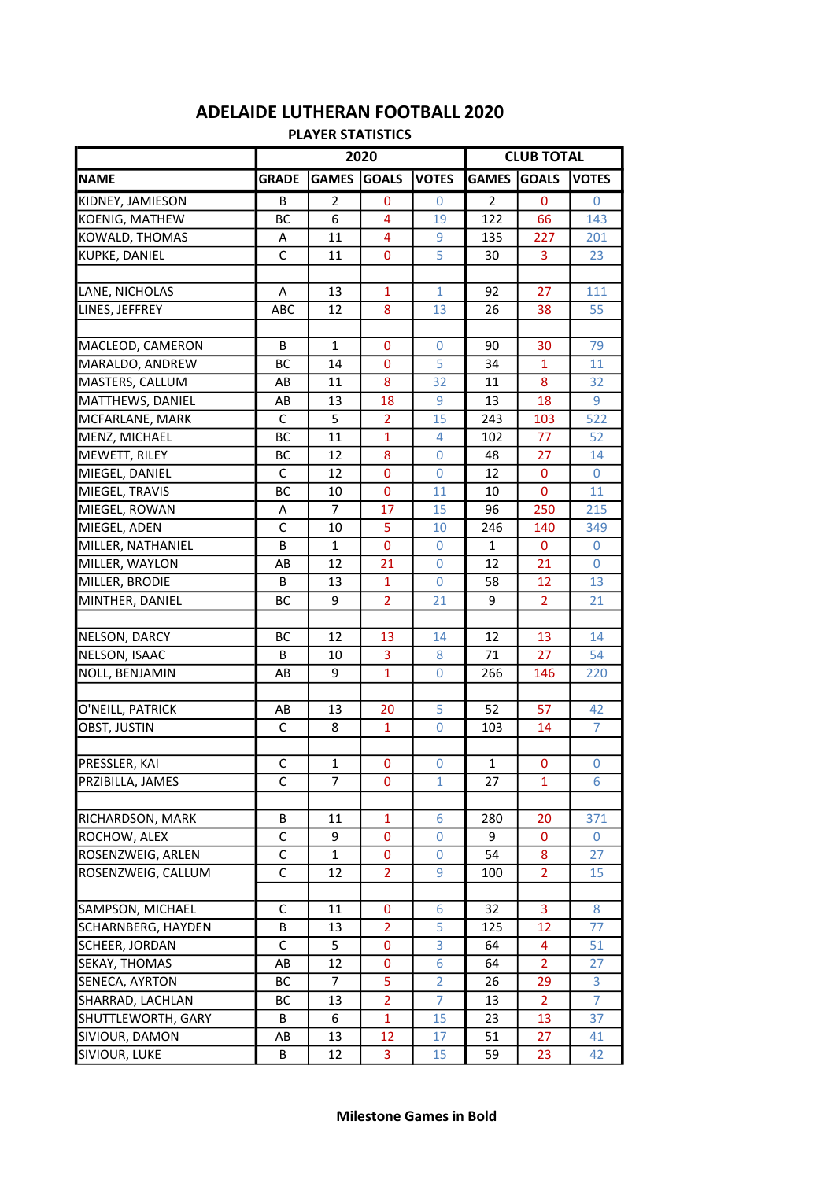# ADELAIDE LUTHERAN FOOTBALL 2020

## PLAYER STATISTICS

| | 2020 | | | | CLUB TOTAL | | |
|---|---|---|---|---|---|---|---|
| NAME | GRADE | GAMES | GOALS | VOTES | GAMES | GOALS | VOTES |
| KIDNEY, JAMIESON | B | 2 | 0 | 0 | 2 | 0 | 0 |
| KOENIG, MATHEW | BC | 6 | 4 | 19 | 122 | 66 | 143 |
| KOWALD, THOMAS | A | 11 | 4 | 9 | 135 | 227 | 201 |
| KUPKE, DANIEL | C | 11 | 0 | 5 | 30 | 3 | 23 |
| | | | | | | | |
| LANE, NICHOLAS | A | 13 | 1 | 1 | 92 | 27 | 111 |
| LINES, JEFFREY | ABC | 12 | 8 | 13 | 26 | 38 | 55 |
| | | | | | | | |
| MACLEOD, CAMERON | B | 1 | 0 | 0 | 90 | 30 | 79 |
| MARALDO, ANDREW | BC | 14 | 0 | 5 | 34 | 1 | 11 |
| MASTERS, CALLUM | AB | 11 | 8 | 32 | 11 | 8 | 32 |
| MATTHEWS, DANIEL | AB | 13 | 18 | 9 | 13 | 18 | 9 |
| MCFARLANE, MARK | C | 5 | 2 | 15 | 243 | 103 | 522 |
| MENZ, MICHAEL | BC | 11 | 1 | 4 | 102 | 77 | 52 |
| MEWETT, RILEY | BC | 12 | 8 | 0 | 48 | 27 | 14 |
| MIEGEL, DANIEL | C | 12 | 0 | 0 | 12 | 0 | 0 |
| MIEGEL, TRAVIS | BC | 10 | 0 | 11 | 10 | 0 | 11 |
| MIEGEL, ROWAN | A | 7 | 17 | 15 | 96 | 250 | 215 |
| MIEGEL, ADEN | C | 10 | 5 | 10 | 246 | 140 | 349 |
| MILLER, NATHANIEL | B | 1 | 0 | 0 | 1 | 0 | 0 |
| MILLER, WAYLON | AB | 12 | 21 | 0 | 12 | 21 | 0 |
| MILLER, BRODIE | B | 13 | 1 | 0 | 58 | 12 | 13 |
| MINTHER, DANIEL | BC | 9 | 2 | 21 | 9 | 2 | 21 |
| | | | | | | | |
| NELSON, DARCY | BC | 12 | 13 | 14 | 12 | 13 | 14 |
| NELSON, ISAAC | B | 10 | 3 | 8 | 71 | 27 | 54 |
| NOLL, BENJAMIN | AB | 9 | 1 | 0 | 266 | 146 | 220 |
| | | | | | | | |
| O'NEILL, PATRICK | AB | 13 | 20 | 5 | 52 | 57 | 42 |
| OBST, JUSTIN | C | 8 | 1 | 0 | 103 | 14 | 7 |
| | | | | | | | |
| PRESSLER, KAI | C | 1 | 0 | 0 | 1 | 0 | 0 |
| PRZIBILLA, JAMES | C | 7 | 0 | 1 | 27 | 1 | 6 |
| | | | | | | | |
| RICHARDSON, MARK | B | 11 | 1 | 6 | 280 | 20 | 371 |
| ROCHOW, ALEX | C | 9 | 0 | 0 | 9 | 0 | 0 |
| ROSENZWEIG, ARLEN | C | 1 | 0 | 0 | 54 | 8 | 27 |
| ROSENZWEIG, CALLUM | C | 12 | 2 | 9 | 100 | 2 | 15 |
| | | | | | | | |
| SAMPSON, MICHAEL | C | 11 | 0 | 6 | 32 | 3 | 8 |
| SCHARNBERG, HAYDEN | B | 13 | 2 | 5 | 125 | 12 | 77 |
| SCHEER, JORDAN | C | 5 | 0 | 3 | 64 | 4 | 51 |
| SEKAY, THOMAS | AB | 12 | 0 | 6 | 64 | 2 | 27 |
| SENECA, AYRTON | BC | 7 | 5 | 2 | 26 | 29 | 3 |
| SHARRAD, LACHLAN | BC | 13 | 2 | 7 | 13 | 2 | 7 |
| SHUTTLEWORTH, GARY | B | 6 | 1 | 15 | 23 | 13 | 37 |
| SIVIOUR, DAMON | AB | 13 | 12 | 17 | 51 | 27 | 41 |
| SIVIOUR, LUKE | B | 12 | 3 | 15 | 59 | 23 | 42 |

**Milestone Games in Bold**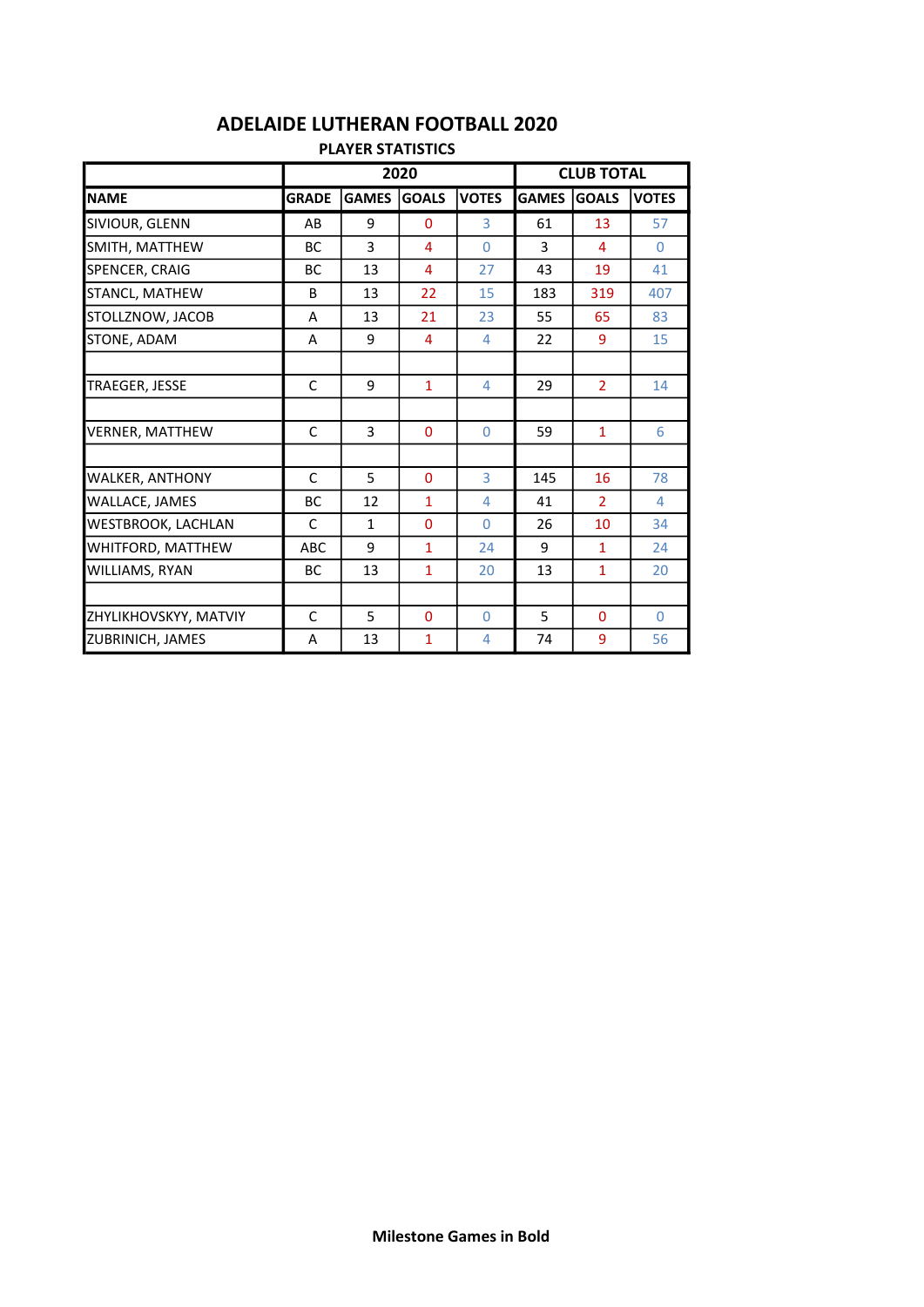# ADELAIDE LUTHERAN FOOTBALL 2020

## PLAYER STATISTICS

| | 2020 | | | | CLUB TOTAL | | |
|---|---|---|---|---|---|---|---|
| **NAME** | **GRADE** | **GAMES** | **GOALS** | **VOTES** | **GAMES** | **GOALS** | **VOTES** |
| SIVIOUR, GLENN | AB | 9 | 0 | 3 | 61 | 13 | 57 |
| SMITH, MATTHEW | BC | 3 | 4 | 0 | 3 | 4 | 0 |
| SPENCER, CRAIG | BC | 13 | 4 | 27 | 43 | 19 | 41 |
| STANCL, MATHEW | B | 13 | 22 | 15 | 183 | 319 | 407 |
| STOLLZNOW, JACOB | A | 13 | 21 | 23 | 55 | 65 | 83 |
| STONE, ADAM | A | 9 | 4 | 4 | 22 | 9 | 15 |
| | | | | | | | |
| TRAEGER, JESSE | C | 9 | 1 | 4 | 29 | 2 | 14 |
| | | | | | | | |
| VERNER, MATTHEW | C | 3 | 0 | 0 | 59 | 1 | 6 |
| | | | | | | | |
| WALKER, ANTHONY | C | 5 | 0 | 3 | 145 | 16 | 78 |
| WALLACE, JAMES | BC | 12 | 1 | 4 | 41 | 2 | 4 |
| WESTBROOK, LACHLAN | C | 1 | 0 | 0 | 26 | 10 | 34 |
| WHITFORD, MATTHEW | ABC | 9 | 1 | 24 | 9 | 1 | 24 |
| WILLIAMS, RYAN | BC | 13 | 1 | 20 | 13 | 1 | 20 |
| | | | | | | | |
| ZHYLIKHOVSKYY, MATVIY | C | 5 | 0 | 0 | 5 | 0 | 0 |
| ZUBRINICH, JAMES | A | 13 | 1 | 4 | 74 | 9 | 56 |

**Milestone Games in Bold**